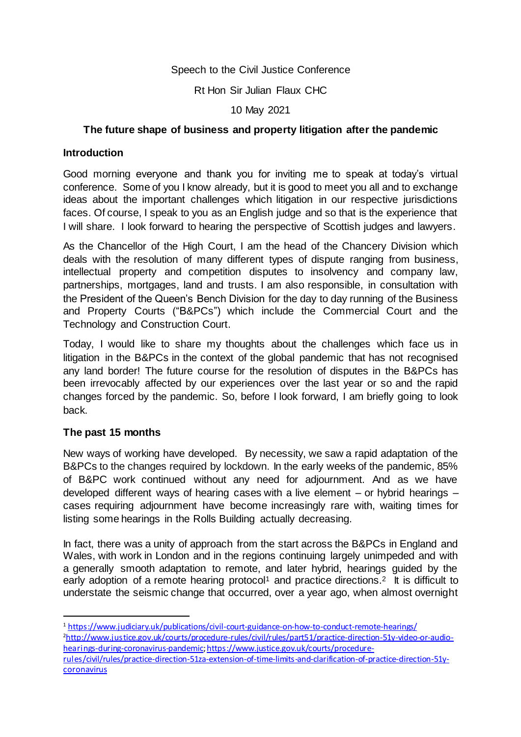Speech to the Civil Justice Conference

Rt Hon Sir Julian Flaux CHC

10 May 2021

**The future shape of business and property litigation after the pandemic**

**Introduction**

Good morning everyone and thank you for inviting me to speak at today's virtual conference. Some of you I know already, but it is good to meet you all and to exchange ideas about the important challenges which litigation in our respective jurisdictions faces. Of course, I speak to you as an English judge and so that is the experience that I will share. I look forward to hearing the perspective of Scottish judges and lawyers.

As the Chancellor of the High Court, I am the head of the Chancery Division which deals with the resolution of many different types of dispute ranging from business, intellectual property and competition disputes to insolvency and company law, partnerships, mortgages, land and trusts. I am also responsible, in consultation with the President of the Queen's Bench Division for the day to day running of the Business and Property Courts ("B&PCs") which include the Commercial Court and the Technology and Construction Court.

Today, I would like to share my thoughts about the challenges which face us in litigation in the B&PCs in the context of the global pandemic that has not recognised any land border! The future course for the resolution of disputes in the B&PCs has been irrevocably affected by our experiences over the last year or so and the rapid changes forced by the pandemic. So, before I look forward, I am briefly going to look back.

**The past 15 months**

New ways of working have developed. By necessity, we saw a rapid adaptation of the B&PCs to the changes required by lockdown. In the early weeks of the pandemic, 85% of B&PC work continued without any need for adjournment. And as we have developed different ways of hearing cases with a live element – or hybrid hearings – cases requiring adjournment have become increasingly rare with, waiting times for listing some hearings in the Rolls Building actually decreasing.

In fact, there was a unity of approach from the start across the B&PCs in England and Wales, with work in London and in the regions continuing largely unimpeded and with a generally smooth adaptation to remote, and later hybrid, hearings guided by the early adoption of a remote hearing protocol[1] and practice directions.[2] It is difficult to understate the seismic change that occurred, over a year ago, when almost overnight

[1] https://www.judiciary.uk/publications/civil-court-guidance-on-how-to-conduct-remote-hearings/

[2] http://www.justice.gov.uk/courts/procedure-rules/civil/rules/part51/practice-direction-51y-video-or-audio-hearings-during-coronavirus-pandemic; https://www.justice.gov.uk/courts/procedure-rules/civil/rules/practice-direction-51za-extension-of-time-limits-and-clarification-of-practice-direction-51y-coronavirus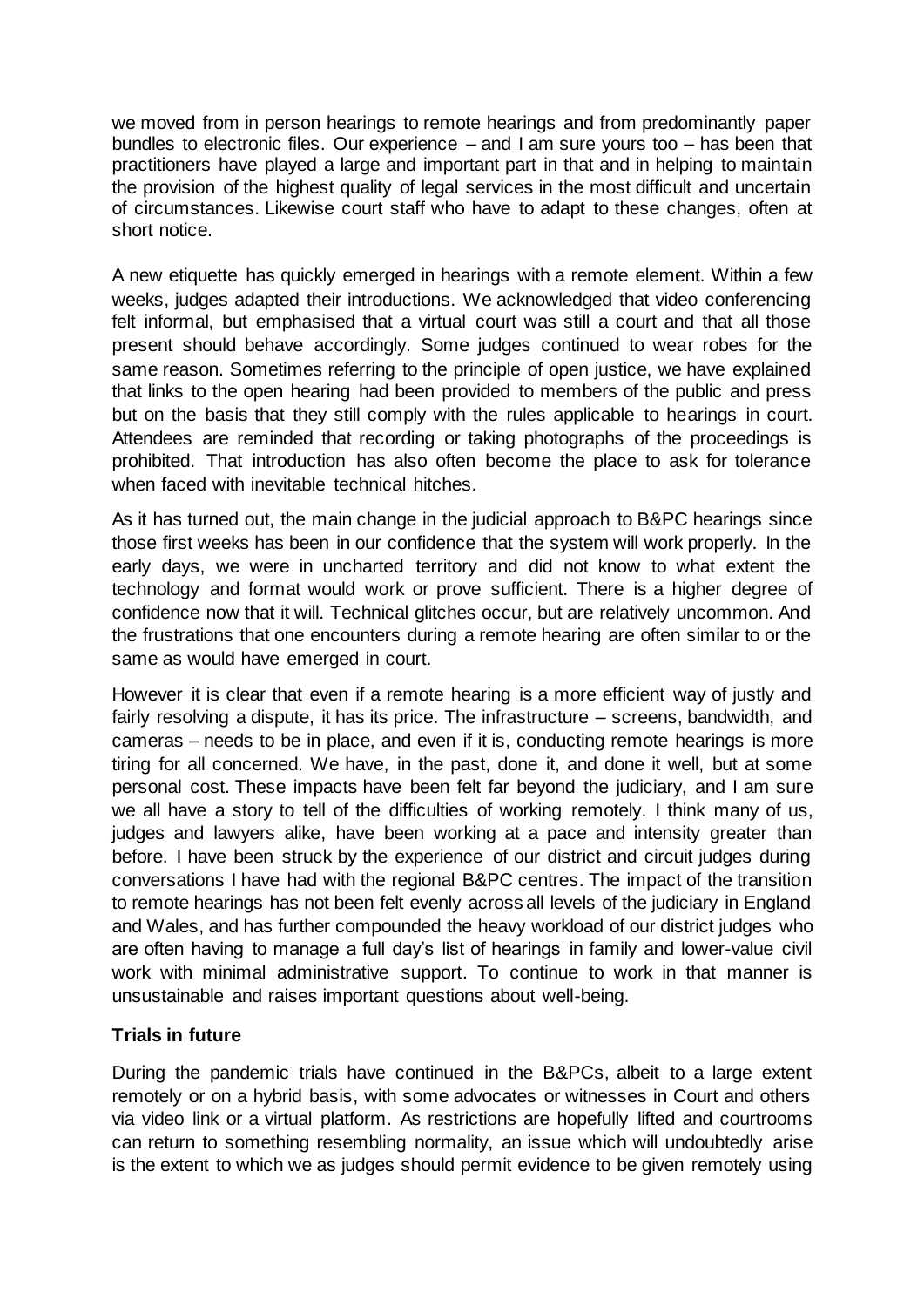we moved from in person hearings to remote hearings and from predominantly paper bundles to electronic files. Our experience – and I am sure yours too – has been that practitioners have played a large and important part in that and in helping to maintain the provision of the highest quality of legal services in the most difficult and uncertain of circumstances. Likewise court staff who have to adapt to these changes, often at short notice.

A new etiquette has quickly emerged in hearings with a remote element. Within a few weeks, judges adapted their introductions. We acknowledged that video conferencing felt informal, but emphasised that a virtual court was still a court and that all those present should behave accordingly. Some judges continued to wear robes for the same reason. Sometimes referring to the principle of open justice, we have explained that links to the open hearing had been provided to members of the public and press but on the basis that they still comply with the rules applicable to hearings in court. Attendees are reminded that recording or taking photographs of the proceedings is prohibited. That introduction has also often become the place to ask for tolerance when faced with inevitable technical hitches.

As it has turned out, the main change in the judicial approach to B&PC hearings since those first weeks has been in our confidence that the system will work properly. In the early days, we were in uncharted territory and did not know to what extent the technology and format would work or prove sufficient. There is a higher degree of confidence now that it will. Technical glitches occur, but are relatively uncommon. And the frustrations that one encounters during a remote hearing are often similar to or the same as would have emerged in court.

However it is clear that even if a remote hearing is a more efficient way of justly and fairly resolving a dispute, it has its price. The infrastructure – screens, bandwidth, and cameras – needs to be in place, and even if it is, conducting remote hearings is more tiring for all concerned. We have, in the past, done it, and done it well, but at some personal cost. These impacts have been felt far beyond the judiciary, and I am sure we all have a story to tell of the difficulties of working remotely. I think many of us, judges and lawyers alike, have been working at a pace and intensity greater than before. I have been struck by the experience of our district and circuit judges during conversations I have had with the regional B&PC centres. The impact of the transition to remote hearings has not been felt evenly across all levels of the judiciary in England and Wales, and has further compounded the heavy workload of our district judges who are often having to manage a full day's list of hearings in family and lower-value civil work with minimal administrative support. To continue to work in that manner is unsustainable and raises important questions about well-being.

## Trials in future

During the pandemic trials have continued in the B&PCs, albeit to a large extent remotely or on a hybrid basis, with some advocates or witnesses in Court and others via video link or a virtual platform. As restrictions are hopefully lifted and courtrooms can return to something resembling normality, an issue which will undoubtedly arise is the extent to which we as judges should permit evidence to be given remotely using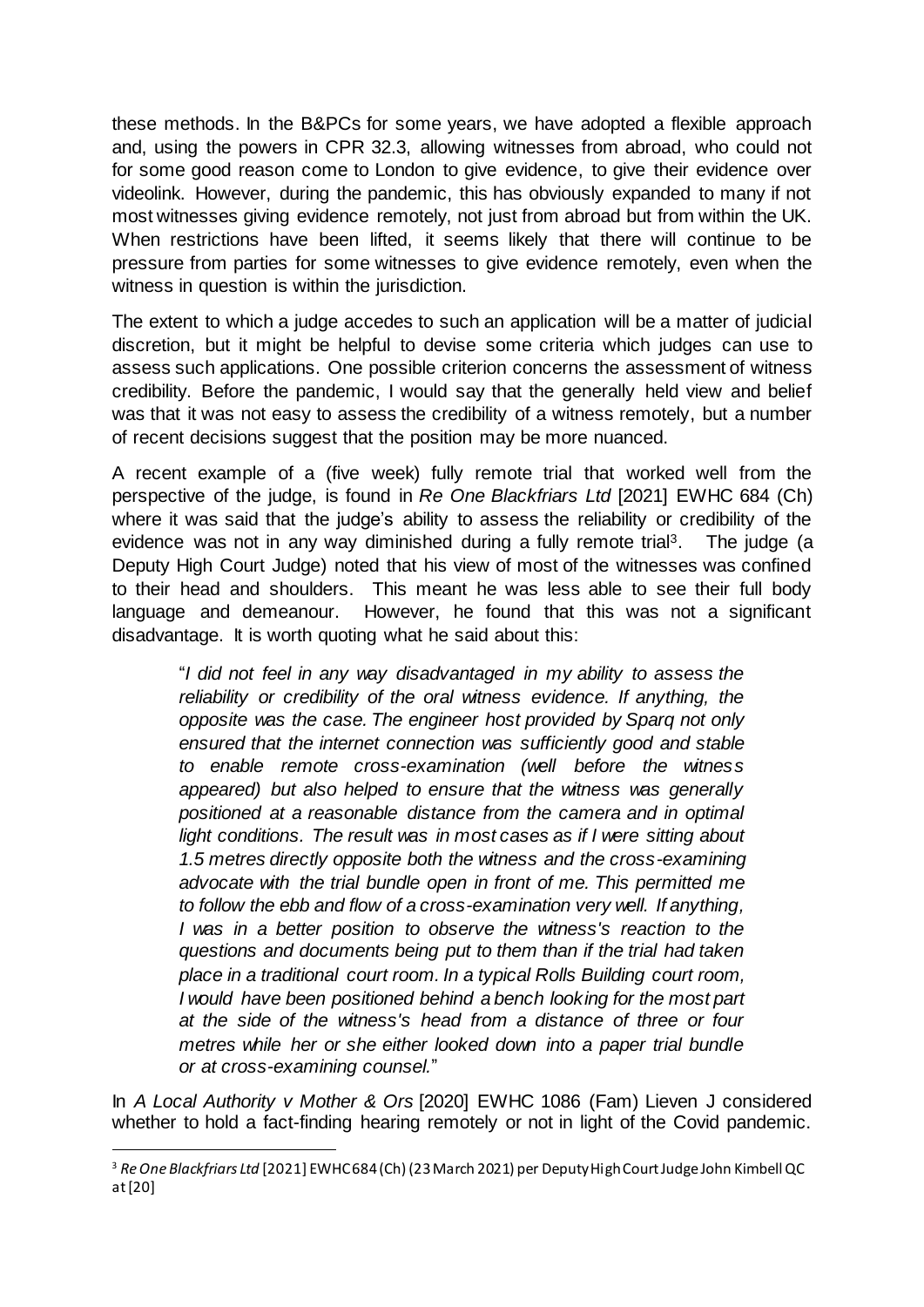these methods. In the B&PCs for some years, we have adopted a flexible approach and, using the powers in CPR 32.3, allowing witnesses from abroad, who could not for some good reason come to London to give evidence, to give their evidence over videolink. However, during the pandemic, this has obviously expanded to many if not most witnesses giving evidence remotely, not just from abroad but from within the UK. When restrictions have been lifted, it seems likely that there will continue to be pressure from parties for some witnesses to give evidence remotely, even when the witness in question is within the jurisdiction.

The extent to which a judge accedes to such an application will be a matter of judicial discretion, but it might be helpful to devise some criteria which judges can use to assess such applications. One possible criterion concerns the assessment of witness credibility. Before the pandemic, I would say that the generally held view and belief was that it was not easy to assess the credibility of a witness remotely, but a number of recent decisions suggest that the position may be more nuanced.

A recent example of a (five week) fully remote trial that worked well from the perspective of the judge, is found in *Re One Blackfriars Ltd* [2021] EWHC 684 (Ch) where it was said that the judge's ability to assess the reliability or credibility of the evidence was not in any way diminished during a fully remote trial[3]. The judge (a Deputy High Court Judge) noted that his view of most of the witnesses was confined to their head and shoulders. This meant he was less able to see their full body language and demeanour. However, he found that this was not a significant disadvantage. It is worth quoting what he said about this:

> "*I did not feel in any way disadvantaged in my ability to assess the reliability or credibility of the oral witness evidence. If anything, the opposite was the case. The engineer host provided by Sparq not only ensured that the internet connection was sufficiently good and stable to enable remote cross-examination (well before the witness appeared) but also helped to ensure that the witness was generally positioned at a reasonable distance from the camera and in optimal light conditions. The result was in most cases as if I were sitting about 1.5 metres directly opposite both the witness and the cross-examining advocate with the trial bundle open in front of me. This permitted me to follow the ebb and flow of a cross-examination very well. If anything, I was in a better position to observe the witness's reaction to the questions and documents being put to them than if the trial had taken place in a traditional court room. In a typical Rolls Building court room, I would have been positioned behind a bench looking for the most part at the side of the witness's head from a distance of three or four metres while her or she either looked down into a paper trial bundle or at cross-examining counsel.*"

In *A Local Authority v Mother & Ors* [2020] EWHC 1086 (Fam) Lieven J considered whether to hold a fact-finding hearing remotely or not in light of the Covid pandemic.

---

[3] *Re One Blackfriars Ltd* [2021] EWHC 684 (Ch) (23 March 2021) per Deputy High Court Judge John Kimbell QC at [20]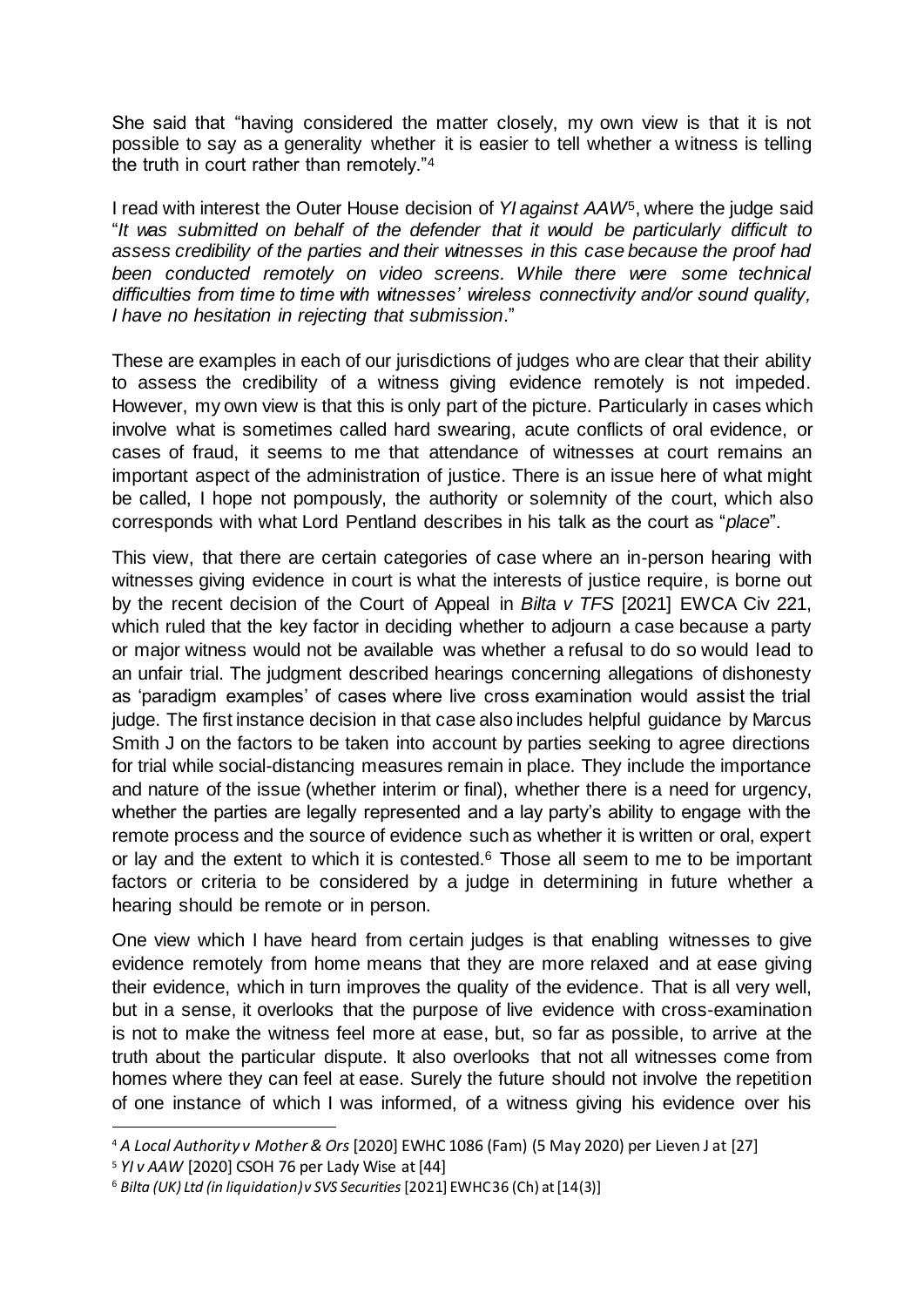She said that "having considered the matter closely, my own view is that it is not possible to say as a generality whether it is easier to tell whether a witness is telling the truth in court rather than remotely."[4]

I read with interest the Outer House decision of *YI against AAW*[5], where the judge said "*It was submitted on behalf of the defender that it would be particularly difficult to assess credibility of the parties and their witnesses in this case because the proof had been conducted remotely on video screens. While there were some technical difficulties from time to time with witnesses' wireless connectivity and/or sound quality, I have no hesitation in rejecting that submission*."

These are examples in each of our jurisdictions of judges who are clear that their ability to assess the credibility of a witness giving evidence remotely is not impeded. However, my own view is that this is only part of the picture. Particularly in cases which involve what is sometimes called hard swearing, acute conflicts of oral evidence, or cases of fraud, it seems to me that attendance of witnesses at court remains an important aspect of the administration of justice. There is an issue here of what might be called, I hope not pompously, the authority or solemnity of the court, which also corresponds with what Lord Pentland describes in his talk as the court as "*place*".

This view, that there are certain categories of case where an in-person hearing with witnesses giving evidence in court is what the interests of justice require, is borne out by the recent decision of the Court of Appeal in *Bilta v TFS* [2021] EWCA Civ 221, which ruled that the key factor in deciding whether to adjourn a case because a party or major witness would not be available was whether a refusal to do so would lead to an unfair trial. The judgment described hearings concerning allegations of dishonesty as 'paradigm examples' of cases where live cross examination would assist the trial judge. The first instance decision in that case also includes helpful guidance by Marcus Smith J on the factors to be taken into account by parties seeking to agree directions for trial while social-distancing measures remain in place. They include the importance and nature of the issue (whether interim or final), whether there is a need for urgency, whether the parties are legally represented and a lay party's ability to engage with the remote process and the source of evidence such as whether it is written or oral, expert or lay and the extent to which it is contested.[6] Those all seem to me to be important factors or criteria to be considered by a judge in determining in future whether a hearing should be remote or in person.

One view which I have heard from certain judges is that enabling witnesses to give evidence remotely from home means that they are more relaxed and at ease giving their evidence, which in turn improves the quality of the evidence. That is all very well, but in a sense, it overlooks that the purpose of live evidence with cross-examination is not to make the witness feel more at ease, but, so far as possible, to arrive at the truth about the particular dispute. It also overlooks that not all witnesses come from homes where they can feel at ease. Surely the future should not involve the repetition of one instance of which I was informed, of a witness giving his evidence over his

---

[4] *A Local Authority v Mother & Ors* [2020] EWHC 1086 (Fam) (5 May 2020) per Lieven J at [27]

[5] *YI v AAW* [2020] CSOH 76 per Lady Wise at [44]

[6] *Bilta (UK) Ltd (in liquidation) v SVS Securities* [2021] EWHC 36 (Ch) at [14(3)]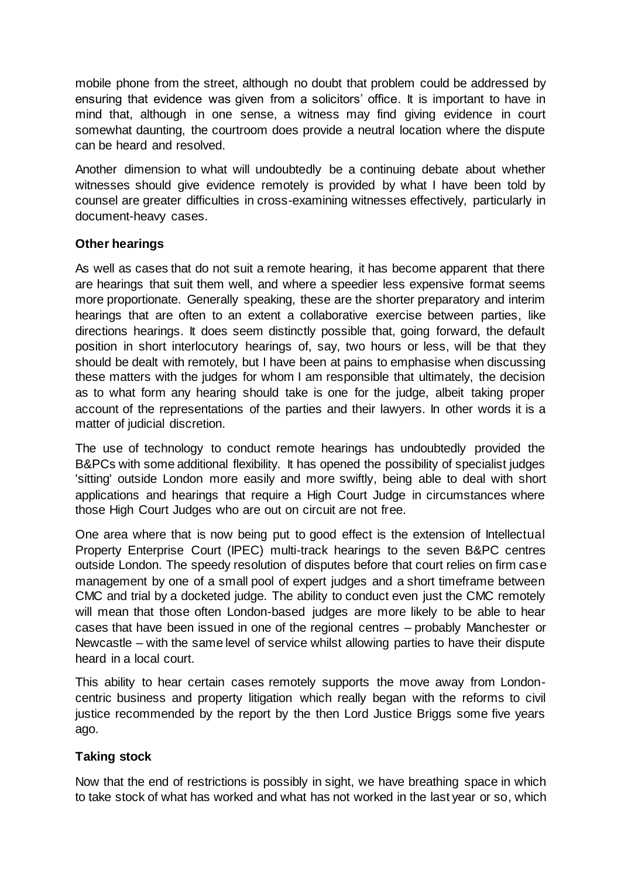mobile phone from the street, although no doubt that problem could be addressed by ensuring that evidence was given from a solicitors' office. It is important to have in mind that, although in one sense, a witness may find giving evidence in court somewhat daunting, the courtroom does provide a neutral location where the dispute can be heard and resolved.

Another dimension to what will undoubtedly be a continuing debate about whether witnesses should give evidence remotely is provided by what I have been told by counsel are greater difficulties in cross-examining witnesses effectively, particularly in document-heavy cases.

**Other hearings**

As well as cases that do not suit a remote hearing, it has become apparent that there are hearings that suit them well, and where a speedier less expensive format seems more proportionate. Generally speaking, these are the shorter preparatory and interim hearings that are often to an extent a collaborative exercise between parties, like directions hearings. It does seem distinctly possible that, going forward, the default position in short interlocutory hearings of, say, two hours or less, will be that they should be dealt with remotely, but I have been at pains to emphasise when discussing these matters with the judges for whom I am responsible that ultimately, the decision as to what form any hearing should take is one for the judge, albeit taking proper account of the representations of the parties and their lawyers. In other words it is a matter of judicial discretion.

The use of technology to conduct remote hearings has undoubtedly provided the B&PCs with some additional flexibility. It has opened the possibility of specialist judges 'sitting' outside London more easily and more swiftly, being able to deal with short applications and hearings that require a High Court Judge in circumstances where those High Court Judges who are out on circuit are not free.

One area where that is now being put to good effect is the extension of Intellectual Property Enterprise Court (IPEC) multi-track hearings to the seven B&PC centres outside London. The speedy resolution of disputes before that court relies on firm case management by one of a small pool of expert judges and a short timeframe between CMC and trial by a docketed judge. The ability to conduct even just the CMC remotely will mean that those often London-based judges are more likely to be able to hear cases that have been issued in one of the regional centres – probably Manchester or Newcastle – with the same level of service whilst allowing parties to have their dispute heard in a local court.

This ability to hear certain cases remotely supports the move away from London-centric business and property litigation which really began with the reforms to civil justice recommended by the report by the then Lord Justice Briggs some five years ago.

**Taking stock**

Now that the end of restrictions is possibly in sight, we have breathing space in which to take stock of what has worked and what has not worked in the last year or so, which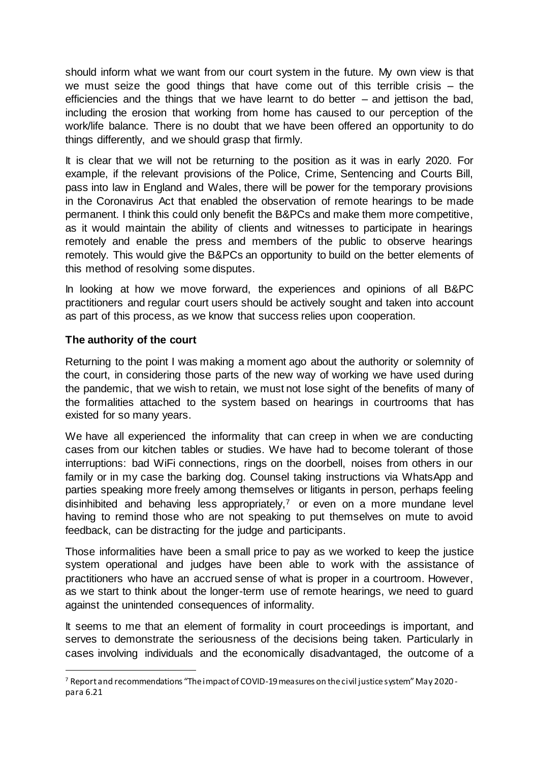should inform what we want from our court system in the future. My own view is that we must seize the good things that have come out of this terrible crisis – the efficiencies and the things that we have learnt to do better – and jettison the bad, including the erosion that working from home has caused to our perception of the work/life balance. There is no doubt that we have been offered an opportunity to do things differently, and we should grasp that firmly.

It is clear that we will not be returning to the position as it was in early 2020. For example, if the relevant provisions of the Police, Crime, Sentencing and Courts Bill, pass into law in England and Wales, there will be power for the temporary provisions in the Coronavirus Act that enabled the observation of remote hearings to be made permanent. I think this could only benefit the B&PCs and make them more competitive, as it would maintain the ability of clients and witnesses to participate in hearings remotely and enable the press and members of the public to observe hearings remotely. This would give the B&PCs an opportunity to build on the better elements of this method of resolving some disputes.

In looking at how we move forward, the experiences and opinions of all B&PC practitioners and regular court users should be actively sought and taken into account as part of this process, as we know that success relies upon cooperation.

**The authority of the court**

Returning to the point I was making a moment ago about the authority or solemnity of the court, in considering those parts of the new way of working we have used during the pandemic, that we wish to retain, we must not lose sight of the benefits of many of the formalities attached to the system based on hearings in courtrooms that has existed for so many years.

We have all experienced the informality that can creep in when we are conducting cases from our kitchen tables or studies. We have had to become tolerant of those interruptions: bad WiFi connections, rings on the doorbell, noises from others in our family or in my case the barking dog. Counsel taking instructions via WhatsApp and parties speaking more freely among themselves or litigants in person, perhaps feeling disinhibited and behaving less appropriately,[7] or even on a more mundane level having to remind those who are not speaking to put themselves on mute to avoid feedback, can be distracting for the judge and participants.

Those informalities have been a small price to pay as we worked to keep the justice system operational and judges have been able to work with the assistance of practitioners who have an accrued sense of what is proper in a courtroom. However, as we start to think about the longer-term use of remote hearings, we need to guard against the unintended consequences of informality.

It seems to me that an element of formality in court proceedings is important, and serves to demonstrate the seriousness of the decisions being taken. Particularly in cases involving individuals and the economically disadvantaged, the outcome of a

[7] Report and recommendations "The impact of COVID-19 measures on the civil justice system" May 2020 - para 6.21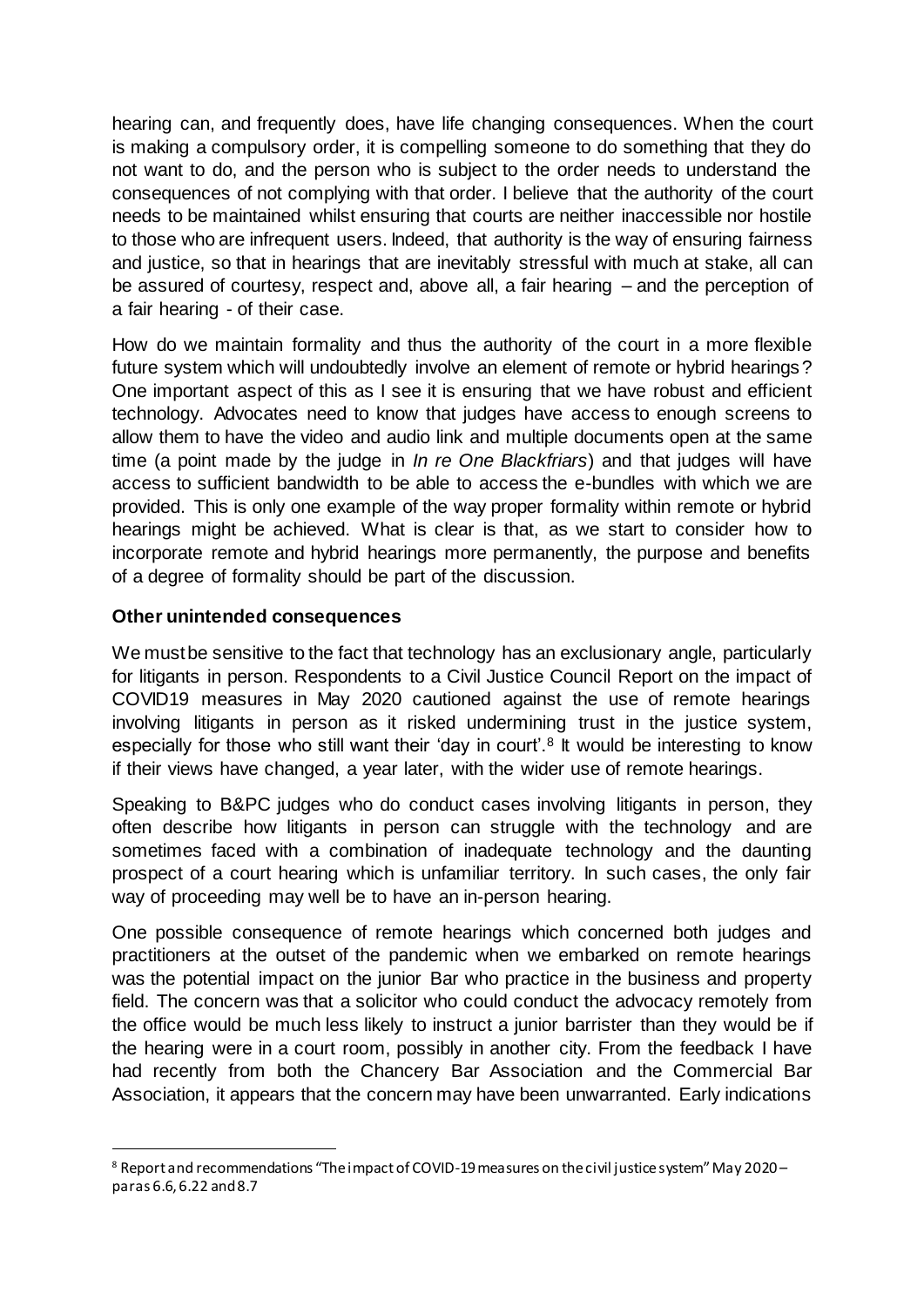hearing can, and frequently does, have life changing consequences. When the court is making a compulsory order, it is compelling someone to do something that they do not want to do, and the person who is subject to the order needs to understand the consequences of not complying with that order. I believe that the authority of the court needs to be maintained whilst ensuring that courts are neither inaccessible nor hostile to those who are infrequent users. Indeed, that authority is the way of ensuring fairness and justice, so that in hearings that are inevitably stressful with much at stake, all can be assured of courtesy, respect and, above all, a fair hearing – and the perception of a fair hearing - of their case.

How do we maintain formality and thus the authority of the court in a more flexible future system which will undoubtedly involve an element of remote or hybrid hearings? One important aspect of this as I see it is ensuring that we have robust and efficient technology. Advocates need to know that judges have access to enough screens to allow them to have the video and audio link and multiple documents open at the same time (a point made by the judge in *In re One Blackfriars*) and that judges will have access to sufficient bandwidth to be able to access the e-bundles with which we are provided. This is only one example of the way proper formality within remote or hybrid hearings might be achieved. What is clear is that, as we start to consider how to incorporate remote and hybrid hearings more permanently, the purpose and benefits of a degree of formality should be part of the discussion.

**Other unintended consequences**

We must be sensitive to the fact that technology has an exclusionary angle, particularly for litigants in person. Respondents to a Civil Justice Council Report on the impact of COVID19 measures in May 2020 cautioned against the use of remote hearings involving litigants in person as it risked undermining trust in the justice system, especially for those who still want their 'day in court'.[8] It would be interesting to know if their views have changed, a year later, with the wider use of remote hearings.

Speaking to B&PC judges who do conduct cases involving litigants in person, they often describe how litigants in person can struggle with the technology and are sometimes faced with a combination of inadequate technology and the daunting prospect of a court hearing which is unfamiliar territory. In such cases, the only fair way of proceeding may well be to have an in-person hearing.

One possible consequence of remote hearings which concerned both judges and practitioners at the outset of the pandemic when we embarked on remote hearings was the potential impact on the junior Bar who practice in the business and property field. The concern was that a solicitor who could conduct the advocacy remotely from the office would be much less likely to instruct a junior barrister than they would be if the hearing were in a court room, possibly in another city. From the feedback I have had recently from both the Chancery Bar Association and the Commercial Bar Association, it appears that the concern may have been unwarranted. Early indications

---

[8] Report and recommendations "The impact of COVID-19 measures on the civil justice system" May 2020 – paras 6.6, 6.22 and 8.7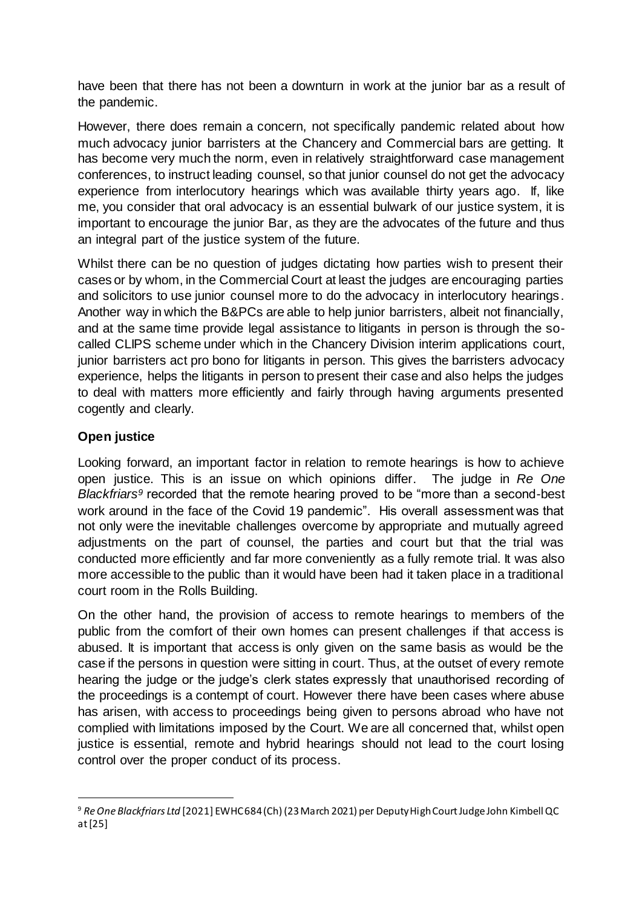have been that there has not been a downturn in work at the junior bar as a result of the pandemic.

However, there does remain a concern, not specifically pandemic related about how much advocacy junior barristers at the Chancery and Commercial bars are getting. It has become very much the norm, even in relatively straightforward case management conferences, to instruct leading counsel, so that junior counsel do not get the advocacy experience from interlocutory hearings which was available thirty years ago. If, like me, you consider that oral advocacy is an essential bulwark of our justice system, it is important to encourage the junior Bar, as they are the advocates of the future and thus an integral part of the justice system of the future.

Whilst there can be no question of judges dictating how parties wish to present their cases or by whom, in the Commercial Court at least the judges are encouraging parties and solicitors to use junior counsel more to do the advocacy in interlocutory hearings. Another way in which the B&PCs are able to help junior barristers, albeit not financially, and at the same time provide legal assistance to litigants in person is through the so-called CLIPS scheme under which in the Chancery Division interim applications court, junior barristers act pro bono for litigants in person. This gives the barristers advocacy experience, helps the litigants in person to present their case and also helps the judges to deal with matters more efficiently and fairly through having arguments presented cogently and clearly.

## Open justice

Looking forward, an important factor in relation to remote hearings is how to achieve open justice. This is an issue on which opinions differ. The judge in *Re One Blackfriars*[9] recorded that the remote hearing proved to be "more than a second-best work around in the face of the Covid 19 pandemic". His overall assessment was that not only were the inevitable challenges overcome by appropriate and mutually agreed adjustments on the part of counsel, the parties and court but that the trial was conducted more efficiently and far more conveniently as a fully remote trial. It was also more accessible to the public than it would have been had it taken place in a traditional court room in the Rolls Building.

On the other hand, the provision of access to remote hearings to members of the public from the comfort of their own homes can present challenges if that access is abused. It is important that access is only given on the same basis as would be the case if the persons in question were sitting in court. Thus, at the outset of every remote hearing the judge or the judge's clerk states expressly that unauthorised recording of the proceedings is a contempt of court. However there have been cases where abuse has arisen, with access to proceedings being given to persons abroad who have not complied with limitations imposed by the Court. We are all concerned that, whilst open justice is essential, remote and hybrid hearings should not lead to the court losing control over the proper conduct of its process.

---

[9] *Re One Blackfriars Ltd* [2021] EWHC 684 (Ch) (23 March 2021) per Deputy High Court Judge John Kimbell QC at [25]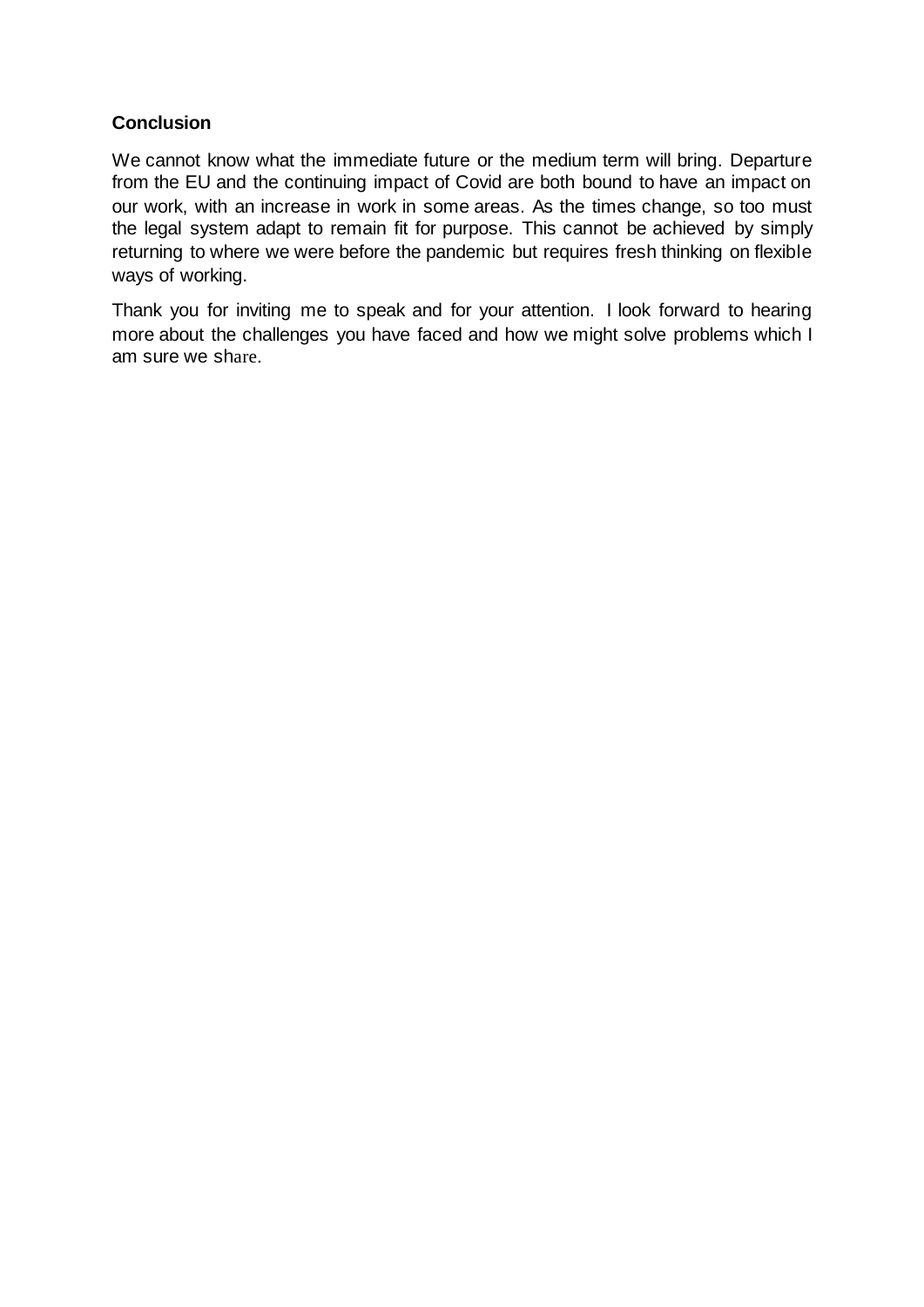## Conclusion

We cannot know what the immediate future or the medium term will bring. Departure from the EU and the continuing impact of Covid are both bound to have an impact on our work, with an increase in work in some areas. As the times change, so too must the legal system adapt to remain fit for purpose. This cannot be achieved by simply returning to where we were before the pandemic but requires fresh thinking on flexible ways of working.

Thank you for inviting me to speak and for your attention. I look forward to hearing more about the challenges you have faced and how we might solve problems which I am sure we share.